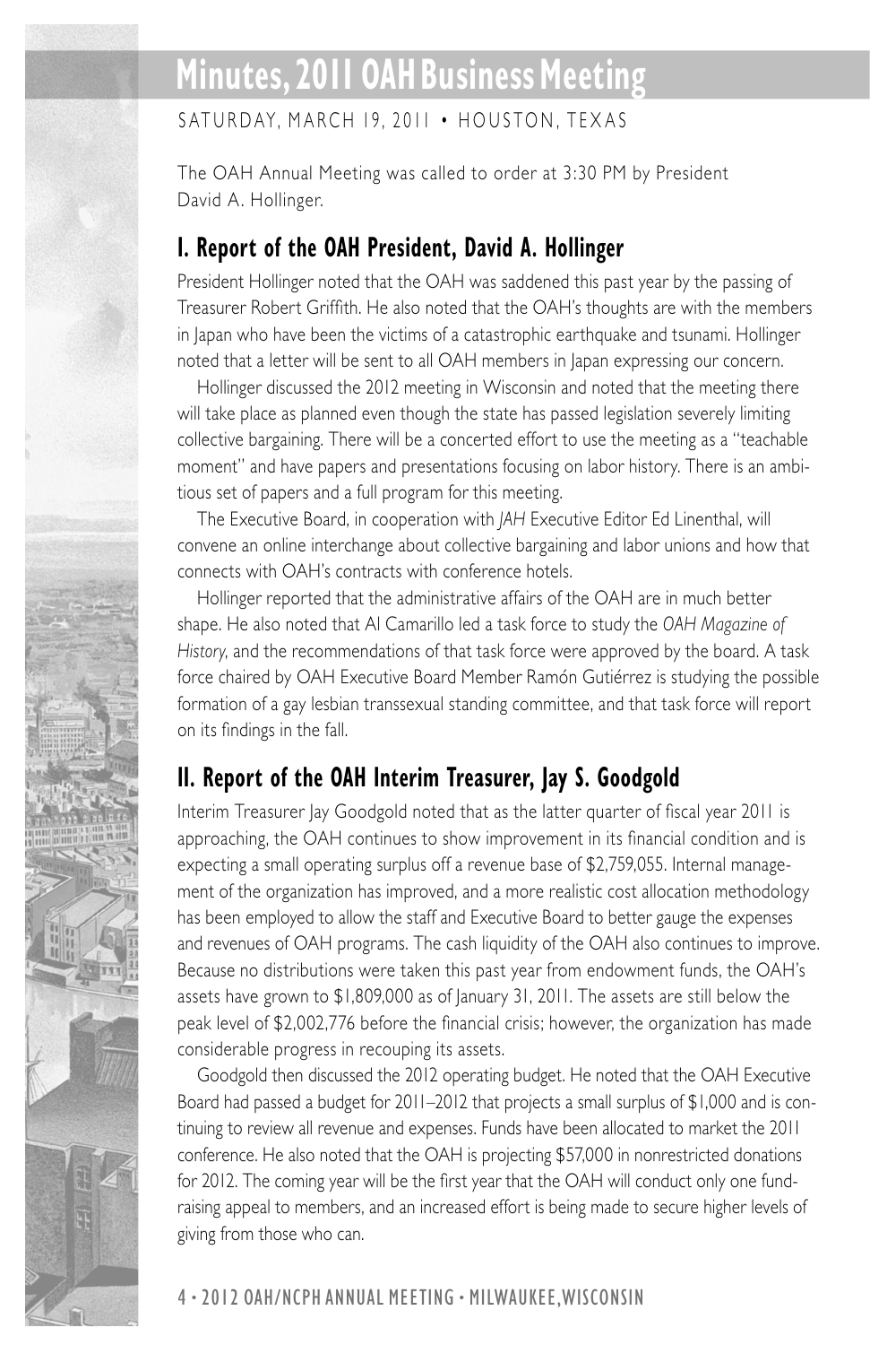# Minutes, 2011 OAH Business Meeting

SATURDAY, MARCH 19, 2011 • HOUSTON, TEXAS

The OAH Annual Meeting was called to order at 3:30 PM by President David A. Hollinger.

## I. Report of the OAH President, David A. Hollinger

President Hollinger noted that the OAH was saddened this past year by the passing of Treasurer Robert Griffith. He also noted that the OAH's thoughts are with the members in Japan who have been the victims of a catastrophic earthquake and tsunami. Hollinger noted that a letter will be sent to all OAH members in Japan expressing our concern.

Hollinger discussed the 2012 meeting in Wisconsin and noted that the meeting there will take place as planned even though the state has passed legislation severely limiting collective bargaining. There will be a concerted effort to use the meeting as a "teachable moment" and have papers and presentations focusing on labor history. There is an ambitious set of papers and a full program for this meeting.

The Executive Board, in cooperation with *JAH* Executive Editor Ed Linenthal, will convene an online interchange about collective bargaining and labor unions and how that connects with OAH's contracts with conference hotels.

Hollinger reported that the administrative affairs of the OAH are in much better shape. He also noted that Al Camarillo led a task force to study the *OAH Magazine of History*, and the recommendations of that task force were approved by the board. A task force chaired by OAH Executive Board Member Ramón Gutiérrez is studying the possible formation of a gay lesbian transsexual standing committee, and that task force will report on its findings in the fall.

## II. Report of the OAH Interim Treasurer, Jay S. Goodgold

Interim Treasurer Jay Goodgold noted that as the latter quarter of fiscal year 2011 is approaching, the OAH continues to show improvement in its financial condition and is expecting a small operating surplus off a revenue base of $2,759,055. Internal management of the organization has improved, and a more realistic cost allocation methodology has been employed to allow the staff and Executive Board to better gauge the expenses and revenues of OAH programs. The cash liquidity of the OAH also continues to improve. Because no distributions were taken this past year from endowment funds, the OAH's assets have grown to $1,809,000 as of January 31, 2011. The assets are still below the peak level of $2,002,776 before the financial crisis; however, the organization has made considerable progress in recouping its assets.

Goodgold then discussed the 2012 operating budget. He noted that the OAH Executive Board had passed a budget for 2011–2012 that projects a small surplus of $1,000 and is continuing to review all revenue and expenses. Funds have been allocated to market the 2011 conference. He also noted that the OAH is projecting $57,000 in nonrestricted donations for 2012. The coming year will be the first year that the OAH will conduct only one fundraising appeal to members, and an increased effort is being made to secure higher levels of giving from those who can.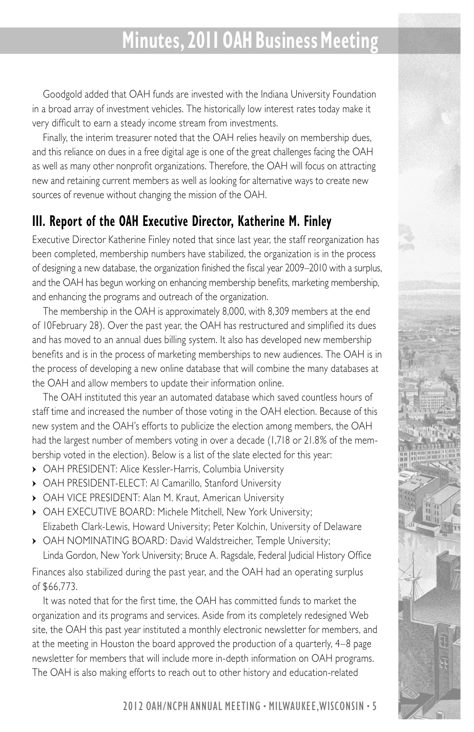Goodgold added that OAH funds are invested with the Indiana University Foundation in a broad array of investment vehicles. The historically low interest rates today make it very difficult to earn a steady income stream from investments.

Finally, the interim treasurer noted that the OAH relies heavily on membership dues, and this reliance on dues in a free digital age is one of the great challenges facing the OAH as well as many other nonprofit organizations. Therefore, the OAH will focus on attracting new and retaining current members as well as looking for alternative ways to create new sources of revenue without changing the mission of the OAH.

## III. Report of the OAH Executive Director, Katherine M. Finley

Executive Director Katherine Finley noted that since last year, the staff reorganization has been completed, membership numbers have stabilized, the organization is in the process of designing a new database, the organization finished the fiscal year 2009–2010 with a surplus, and the OAH has begun working on enhancing membership benefits, marketing membership, and enhancing the programs and outreach of the organization.

The membership in the OAH is approximately 8,000, with 8,309 members at the end of 10February 28). Over the past year, the OAH has restructured and simplified its dues and has moved to an annual dues billing system. It also has developed new membership benefits and is in the process of marketing memberships to new audiences. The OAH is in the process of developing a new online database that will combine the many databases at the OAH and allow members to update their information online.

The OAH instituted this year an automated database which saved countless hours of staff time and increased the number of those voting in the OAH election. Because of this new system and the OAH's efforts to publicize the election among members, the OAH had the largest number of members voting in over a decade (1,718 or 21.8% of the membership voted in the election). Below is a list of the slate elected for this year:

- OAH PRESIDENT: Alice Kessler-Harris, Columbia University
- OAH PRESIDENT-ELECT: Al Camarillo, Stanford University
- OAH VICE PRESIDENT: Alan M. Kraut, American University
- OAH EXECUTIVE BOARD: Michele Mitchell, New York University; Elizabeth Clark-Lewis, Howard University; Peter Kolchin, University of Delaware
- OAH NOMINATING BOARD: David Waldstreicher, Temple University; Linda Gordon, New York University; Bruce A. Ragsdale, Federal Judicial History Office

Finances also stabilized during the past year, and the OAH had an operating surplus of $66,773.

It was noted that for the first time, the OAH has committed funds to market the organization and its programs and services. Aside from its completely redesigned Web site, the OAH this past year instituted a monthly electronic newsletter for members, and at the meeting in Houston the board approved the production of a quarterly, 4–8 page newsletter for members that will include more in-depth information on OAH programs. The OAH is also making efforts to reach out to other history and education-related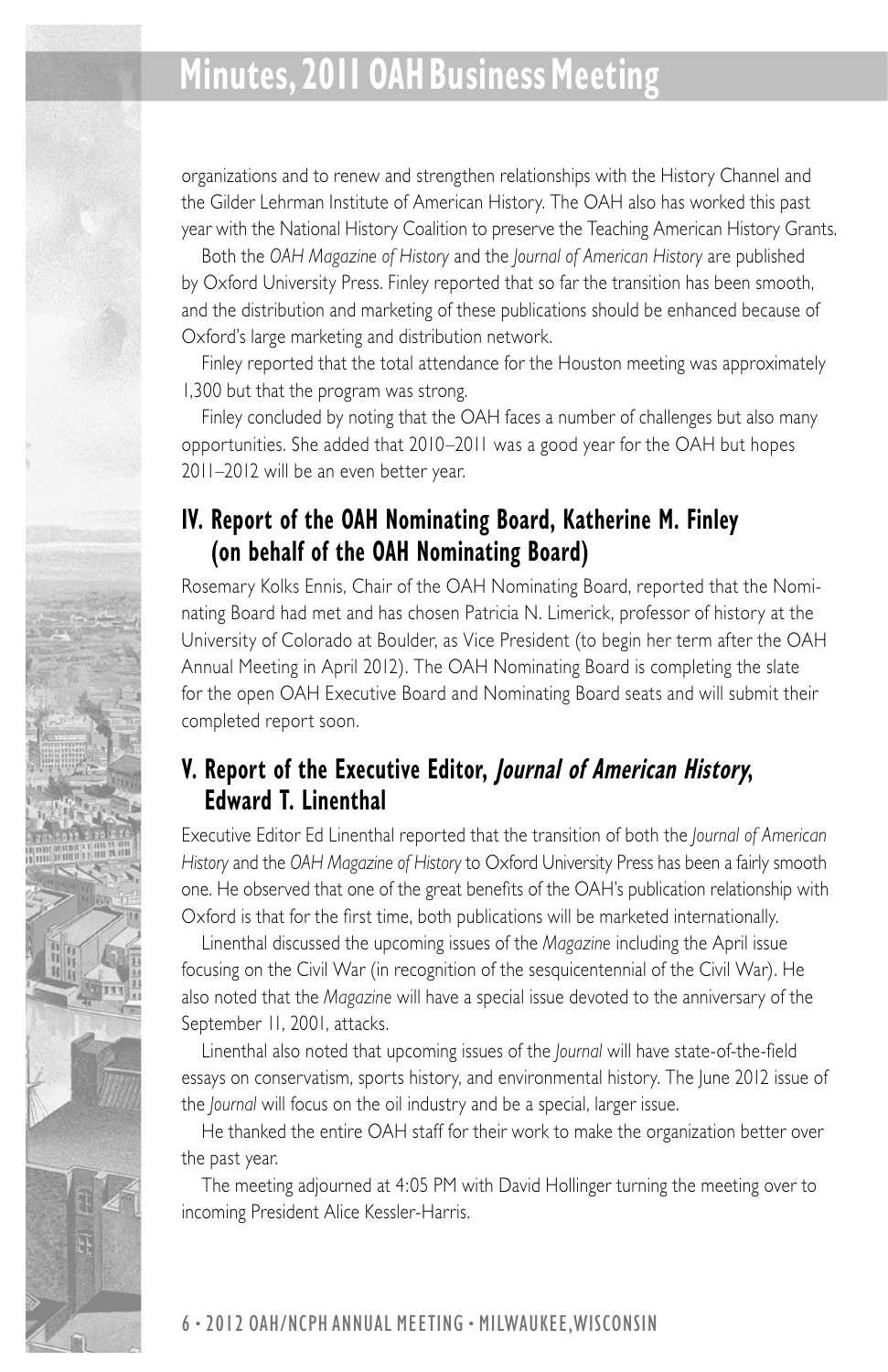organizations and to renew and strengthen relationships with the History Channel and the Gilder Lehrman Institute of American History. The OAH also has worked this past year with the National History Coalition to preserve the Teaching American History Grants.

Both the *OAH Magazine of History* and the *Journal of American History* are published by Oxford University Press. Finley reported that so far the transition has been smooth, and the distribution and marketing of these publications should be enhanced because of Oxford's large marketing and distribution network.

Finley reported that the total attendance for the Houston meeting was approximately 1,300 but that the program was strong.

Finley concluded by noting that the OAH faces a number of challenges but also many opportunities. She added that 2010–2011 was a good year for the OAH but hopes 2011–2012 will be an even better year.

## IV. Report of the OAH Nominating Board, Katherine M. Finley (on behalf of the OAH Nominating Board)

Rosemary Kolks Ennis, Chair of the OAH Nominating Board, reported that the Nominating Board had met and has chosen Patricia N. Limerick, professor of history at the University of Colorado at Boulder, as Vice President (to begin her term after the OAH Annual Meeting in April 2012). The OAH Nominating Board is completing the slate for the open OAH Executive Board and Nominating Board seats and will submit their completed report soon.

## V. Report of the Executive Editor, *Journal of American History*, Edward T. Linenthal

Executive Editor Ed Linenthal reported that the transition of both the *Journal of American History* and the *OAH Magazine of History* to Oxford University Press has been a fairly smooth one. He observed that one of the great benefits of the OAH's publication relationship with Oxford is that for the first time, both publications will be marketed internationally.

Linenthal discussed the upcoming issues of the *Magazine* including the April issue focusing on the Civil War (in recognition of the sesquicentennial of the Civil War). He also noted that the *Magazine* will have a special issue devoted to the anniversary of the September 11, 2001, attacks.

Linenthal also noted that upcoming issues of the *Journal* will have state-of-the-field essays on conservatism, sports history, and environmental history. The June 2012 issue of the *Journal* will focus on the oil industry and be a special, larger issue.

He thanked the entire OAH staff for their work to make the organization better over the past year.

The meeting adjourned at 4:05 PM with David Hollinger turning the meeting over to incoming President Alice Kessler-Harris.